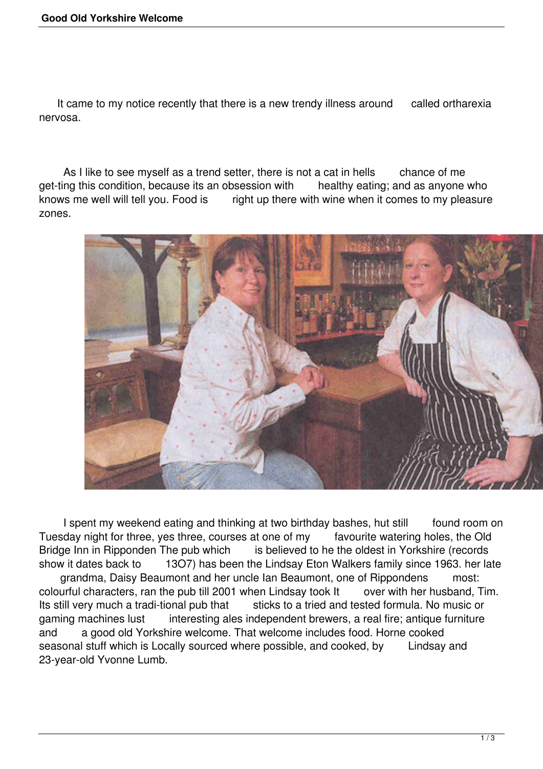It came to my notice recently that there is a new trendy illness around called ortharexia nervosa.

As I like to see myself as a trend setter, there is not a cat in hells chance of me get-ting this condition, because its an obsession with healthy eating; and as anyone who knows me well will tell you. Food is right up there with wine when it comes to my pleasure zones.

I spent my weekend eating and thinking at two birthday bashes, hut still found room on Tuesday night for three, yes three, courses at one of my favourite watering holes, the Old Bridge Inn in Ripponden The pub which is believed to he the oldest in Yorkshire (records show it dates back to 13O7) has been the Lindsay Eton Walkers family since 1963. her late grandma, Daisy Beaumont and her uncle Ian Beaumont, one of Rippondens most: colourful characters, ran the pub till 2001 when Lindsay took It over with her husband, Tim. Its still very much a tradi-tional pub that sticks to a tried and tested formula. No music or gaming machines lust interesting ales independent brewers, a real fire; antique furniture and a good old Yorkshire welcome. That welcome includes food. Horne cooked seasonal stuff which is Locally sourced where possible, and cooked, by Lindsay and 23-year-old Yvonne Lumb.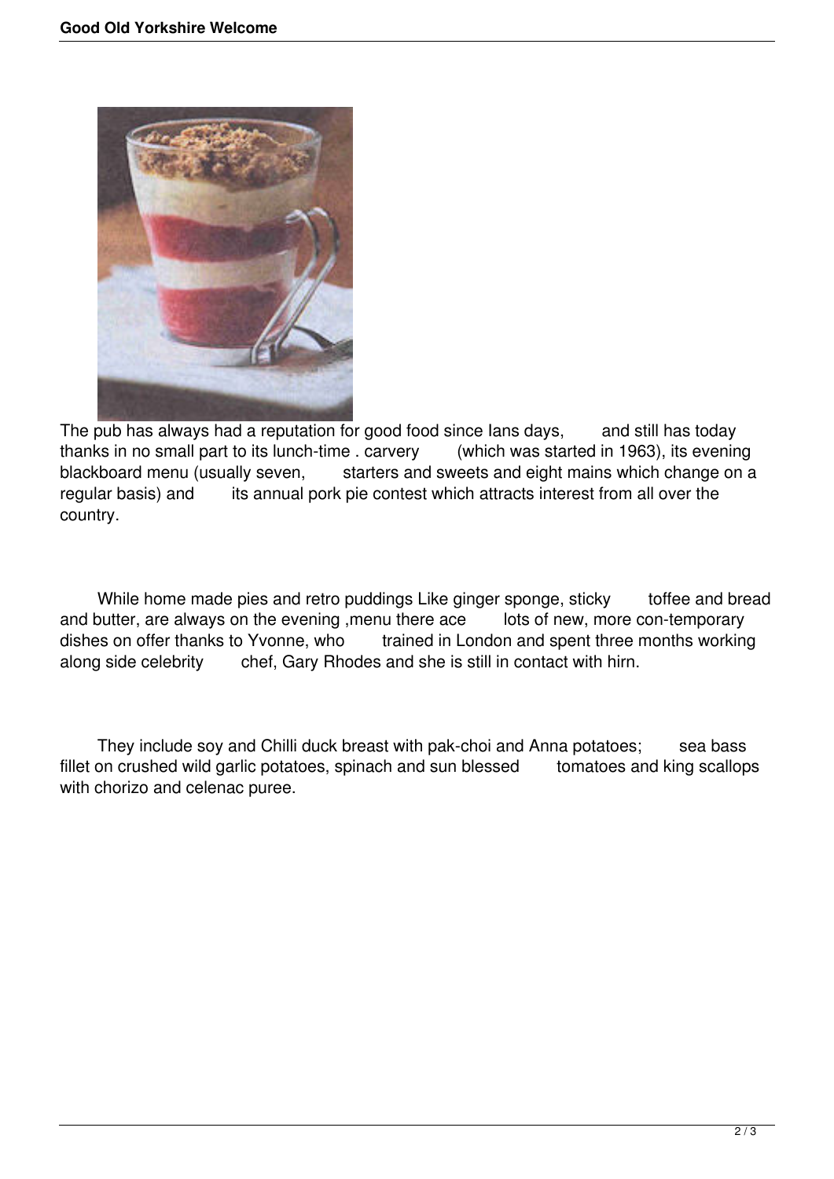The pub has always had a reputation for good food since Ians days, and still has today thanks in no small part to its lunch-time . carvery (which was started in 1963), its evening blackboard menu (usually seven, starters and sweets and eight mains which change on a regular basis) and its annual pork pie contest which attracts interest from all over the country.

While home made pies and retro puddings Like ginger sponge, sticky toffee and bread and butter, are always on the evening ,menu there ace lots of new, more con-temporary dishes on offer thanks to Yvonne, who trained in London and spent three months working along side celebrity chef, Gary Rhodes and she is still in contact with hirn.

They include soy and Chilli duck breast with pak-choi and Anna potatoes; sea bass fillet on crushed wild garlic potatoes, spinach and sun blessed tomatoes and king scallops with chorizo and celenac puree.